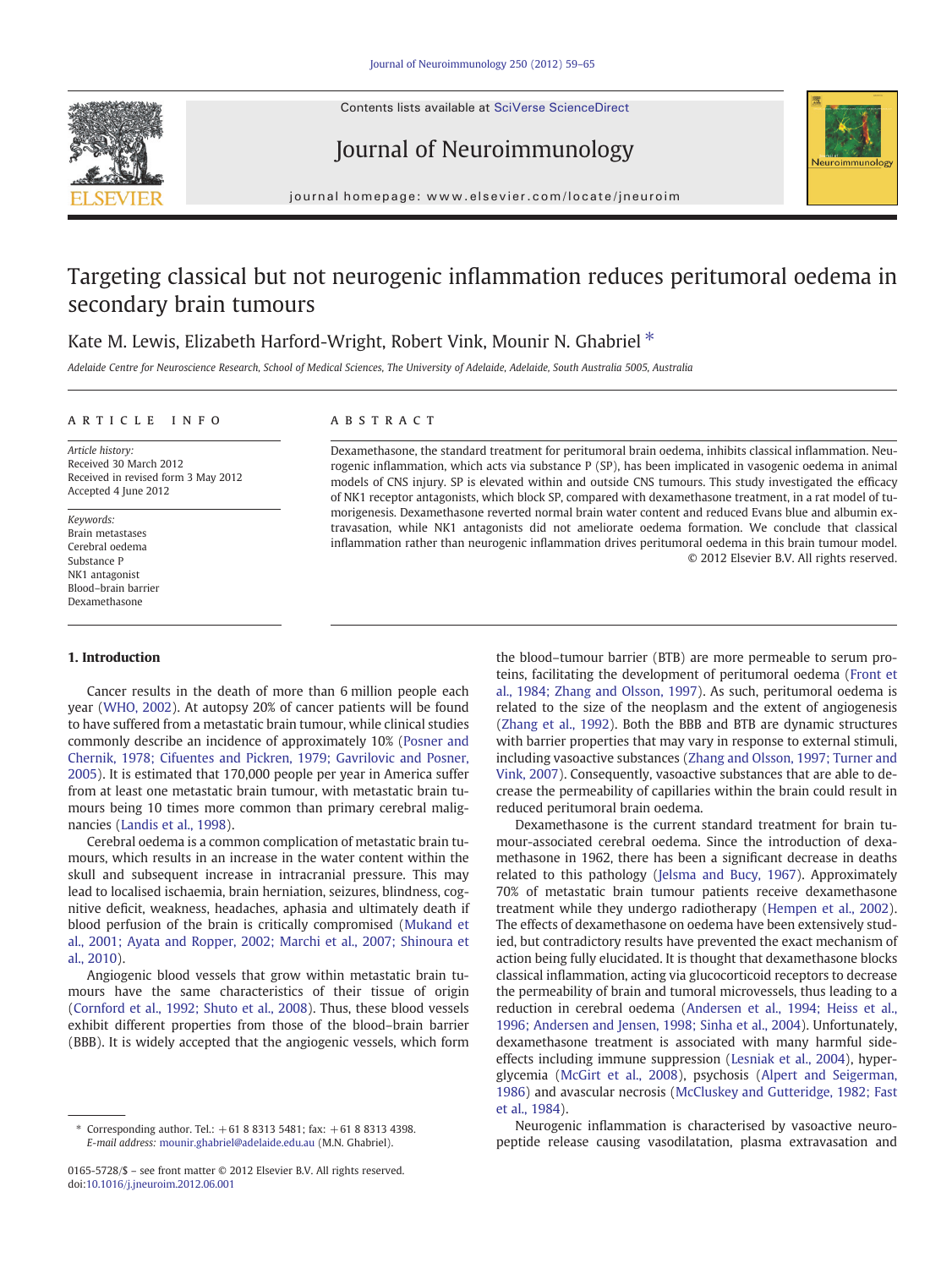# Targeting classical but not neurogenic inflammation reduces peritumoral oedema in secondary brain tumours

Kate M. Lewis, Elizabeth Harford-Wright, Robert Vink, Mounir N. Ghabriel *

*Adelaide Centre for Neuroscience Research, School of Medical Sciences, The University of Adelaide, Adelaide, South Australia 5005, Australia*

## ARTICLE INFO

*Article history:*
Received 30 March 2012
Received in revised form 3 May 2012
Accepted 4 June 2012

*Keywords:*
Brain metastases
Cerebral oedema
Substance P
NK1 antagonist
Blood–brain barrier
Dexamethasone

## ABSTRACT

Dexamethasone, the standard treatment for peritumoral brain oedema, inhibits classical inflammation. Neurogenic inflammation, which acts via substance P (SP), has been implicated in vasogenic oedema in animal models of CNS injury. SP is elevated within and outside CNS tumours. This study investigated the efficacy of NK1 receptor antagonists, which block SP, compared with dexamethasone treatment, in a rat model of tumorigenesis. Dexamethasone reverted normal brain water content and reduced Evans blue and albumin extravasation, while NK1 antagonists did not ameliorate oedema formation. We conclude that classical inflammation rather than neurogenic inflammation drives peritumoral oedema in this brain tumour model.

© 2012 Elsevier B.V. All rights reserved.

## 1. Introduction

Cancer results in the death of more than 6 million people each year (WHO, 2002). At autopsy 20% of cancer patients will be found to have suffered from a metastatic brain tumour, while clinical studies commonly describe an incidence of approximately 10% (Posner and Chernik, 1978; Cifuentes and Pickren, 1979; Gavrilovic and Posner, 2005). It is estimated that 170,000 people per year in America suffer from at least one metastatic brain tumour, with metastatic brain tumours being 10 times more common than primary cerebral malignancies (Landis et al., 1998).

Cerebral oedema is a common complication of metastatic brain tumours, which results in an increase in the water content within the skull and subsequent increase in intracranial pressure. This may lead to localised ischaemia, brain herniation, seizures, blindness, cognitive deficit, weakness, headaches, aphasia and ultimately death if blood perfusion of the brain is critically compromised (Mukand et al., 2001; Ayata and Ropper, 2002; Marchi et al., 2007; Shinoura et al., 2010).

Angiogenic blood vessels that grow within metastatic brain tumours have the same characteristics of their tissue of origin (Cornford et al., 1992; Shuto et al., 2008). Thus, these blood vessels exhibit different properties from those of the blood–brain barrier (BBB). It is widely accepted that the angiogenic vessels, which form the blood–tumour barrier (BTB) are more permeable to serum proteins, facilitating the development of peritumoral oedema (Front et al., 1984; Zhang and Olsson, 1997). As such, peritumoral oedema is related to the size of the neoplasm and the extent of angiogenesis (Zhang et al., 1992). Both the BBB and BTB are dynamic structures with barrier properties that may vary in response to external stimuli, including vasoactive substances (Zhang and Olsson, 1997; Turner and Vink, 2007). Consequently, vasoactive substances that are able to decrease the permeability of capillaries within the brain could result in reduced peritumoral brain oedema.

Dexamethasone is the current standard treatment for brain tumour-associated cerebral oedema. Since the introduction of dexamethasone in 1962, there has been a significant decrease in deaths related to this pathology (Jelsma and Bucy, 1967). Approximately 70% of metastatic brain tumour patients receive dexamethasone treatment while they undergo radiotherapy (Hempen et al., 2002). The effects of dexamethasone on oedema have been extensively studied, but contradictory results have prevented the exact mechanism of action being fully elucidated. It is thought that dexamethasone blocks classical inflammation, acting via glucocorticoid receptors to decrease the permeability of brain and tumoral microvessels, thus leading to a reduction in cerebral oedema (Andersen et al., 1994; Heiss et al., 1996; Andersen and Jensen, 1998; Sinha et al., 2004). Unfortunately, dexamethasone treatment is associated with many harmful side-effects including immune suppression (Lesniak et al., 2004), hyperglycemia (McGirt et al., 2008), psychosis (Alpert and Seigerman, 1986) and avascular necrosis (McCluskey and Gutteridge, 1982; Fast et al., 1984).

Neurogenic inflammation is characterised by vasoactive neuropeptide release causing vasodilatation, plasma extravasation and

* Corresponding author. Tel.: +61 8 8313 5481; fax: +61 8 8313 4398.
*E-mail address:* mounir.ghabriel@adelaide.edu.au (M.N. Ghabriel).

0165-5728/$ – see front matter © 2012 Elsevier B.V. All rights reserved.
doi:10.1016/j.jneuroim.2012.06.001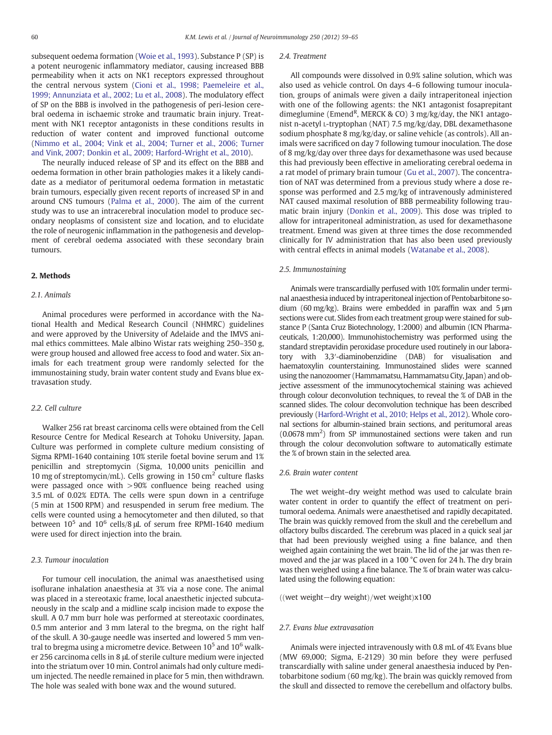subsequent oedema formation (Woie et al., 1993). Substance P (SP) is a potent neurogenic inflammatory mediator, causing increased BBB permeability when it acts on NK1 receptors expressed throughout the central nervous system (Cioni et al., 1998; Paemeleire et al., 1999; Annunziata et al., 2002; Lu et al., 2008). The modulatory effect of SP on the BBB is involved in the pathogenesis of peri-lesion cerebral oedema in ischaemic stroke and traumatic brain injury. Treatment with NK1 receptor antagonists in these conditions results in reduction of water content and improved functional outcome (Nimmo et al., 2004; Vink et al., 2004; Turner et al., 2006; Turner and Vink, 2007; Donkin et al., 2009; Harford-Wright et al., 2010).

The neurally induced release of SP and its effect on the BBB and oedema formation in other brain pathologies makes it a likely candidate as a mediator of peritumoral oedema formation in metastatic brain tumours, especially given recent reports of increased SP in and around CNS tumours (Palma et al., 2000). The aim of the current study was to use an intracerebral inoculation model to produce secondary neoplasms of consistent size and location, and to elucidate the role of neurogenic inflammation in the pathogenesis and development of cerebral oedema associated with these secondary brain tumours.

## 2. Methods

### 2.1. Animals

Animal procedures were performed in accordance with the National Health and Medical Research Council (NHMRC) guidelines and were approved by the University of Adelaide and the IMVS animal ethics committees. Male albino Wistar rats weighing 250–350 g, were group housed and allowed free access to food and water. Six animals for each treatment group were randomly selected for the immunostaining study, brain water content study and Evans blue extravasation study.

### 2.2. Cell culture

Walker 256 rat breast carcinoma cells were obtained from the Cell Resource Centre for Medical Research at Tohoku University, Japan. Culture was performed in complete culture medium consisting of Sigma RPMI-1640 containing 10% sterile foetal bovine serum and 1% penicillin and streptomycin (Sigma, 10,000 units penicillin and 10 mg of streptomycin/mL). Cells growing in 150 $cm^2$ culture flasks were passaged once with >90% confluence being reached using 3.5 mL of 0.02% EDTA. The cells were spun down in a centrifuge (5 min at 1500 RPM) and resuspended in serum free medium. The cells were counted using a hemocytometer and then diluted, so that between $10^5$ and $10^6$ cells/8 μL of serum free RPMI-1640 medium were used for direct injection into the brain.

### 2.3. Tumour inoculation

For tumour cell inoculation, the animal was anaesthetised using isoflurane inhalation anaesthesia at 3% via a nose cone. The animal was placed in a stereotaxic frame, local anaesthetic injected subcutaneously in the scalp and a midline scalp incision made to expose the skull. A 0.7 mm burr hole was performed at stereotaxic coordinates, 0.5 mm anterior and 3 mm lateral to the bregma, on the right half of the skull. A 30-gauge needle was inserted and lowered 5 mm ventral to bregma using a micrometre device. Between $10^5$ and $10^6$ walker 256 carcinoma cells in 8 μL of sterile culture medium were injected into the striatum over 10 min. Control animals had only culture medium injected. The needle remained in place for 5 min, then withdrawn. The hole was sealed with bone wax and the wound sutured.

### 2.4. Treatment

All compounds were dissolved in 0.9% saline solution, which was also used as vehicle control. On days 4–6 following tumour inoculation, groups of animals were given a daily intraperitoneal injection with one of the following agents: the NK1 antagonist fosaprepitant dimeglumine (Emend[R], MERCK & CO) 3 mg/kg/day, the NK1 antagonist n-acetyl L-tryptophan (NAT) 7.5 mg/kg/day, DBL dexamethasone sodium phosphate 8 mg/kg/day, or saline vehicle (as controls). All animals were sacrificed on day 7 following tumour inoculation. The dose of 8 mg/kg/day over three days for dexamethasone was used because this had previously been effective in ameliorating cerebral oedema in a rat model of primary brain tumour (Gu et al., 2007). The concentration of NAT was determined from a previous study where a dose response was performed and 2.5 mg/kg of intravenously administered NAT caused maximal resolution of BBB permeability following traumatic brain injury (Donkin et al., 2009). This dose was tripled to allow for intraperitoneal administration, as used for dexamethasone treatment. Emend was given at three times the dose recommended clinically for IV administration that has also been used previously with central effects in animal models (Watanabe et al., 2008).

### 2.5. Immunostaining

Animals were transcardially perfused with 10% formalin under terminal anaesthesia induced by intraperitoneal injection of Pentobarbitone sodium (60 mg/kg). Brains were embedded in paraffin wax and 5 μm sections were cut. Slides from each treatment group were stained for substance P (Santa Cruz Biotechnology, 1:2000) and albumin (ICN Pharmaceuticals, 1:20,000). Immunohistochemistry was performed using the standard streptavidin peroxidase procedure used routinely in our laboratory with 3,3′-diaminobenzidine (DAB) for visualisation and haematoxylin counterstaining. Immunostained slides were scanned using the nanozoomer (Hammamatsu, Hammamatsu City, Japan) and objective assessment of the immunocytochemical staining was achieved through colour deconvolution techniques, to reveal the % of DAB in the scanned slides. The colour deconvolution technique has been described previously (Harford-Wright et al., 2010; Helps et al., 2012). Whole coronal sections for albumin-stained brain sections, and peritumoral areas (0.0678 $mm^2$) from SP immunostained sections were taken and run through the colour deconvolution software to automatically estimate the % of brown stain in the selected area.

### 2.6. Brain water content

The wet weight–dry weight method was used to calculate brain water content in order to quantify the effect of treatment on peritumoral oedema. Animals were anaesthetised and rapidly decapitated. The brain was quickly removed from the skull and the cerebellum and olfactory bulbs discarded. The cerebrum was placed in a quick seal jar that had been previously weighed using a fine balance, and then weighed again containing the wet brain. The lid of the jar was then removed and the jar was placed in a 100 °C oven for 24 h. The dry brain was then weighed using a fine balance. The % of brain water was calculated using the following equation:

$$((\text{wet weight} - \text{dry weight})/\text{wet weight}) \times 100$$

### 2.7. Evans blue extravasation

Animals were injected intravenously with 0.8 mL of 4% Evans blue (MW 69,000; Sigma, E-2129) 30 min before they were perfused transcardially with saline under general anaesthesia induced by Pentobarbitone sodium (60 mg/kg). The brain was quickly removed from the skull and dissected to remove the cerebellum and olfactory bulbs.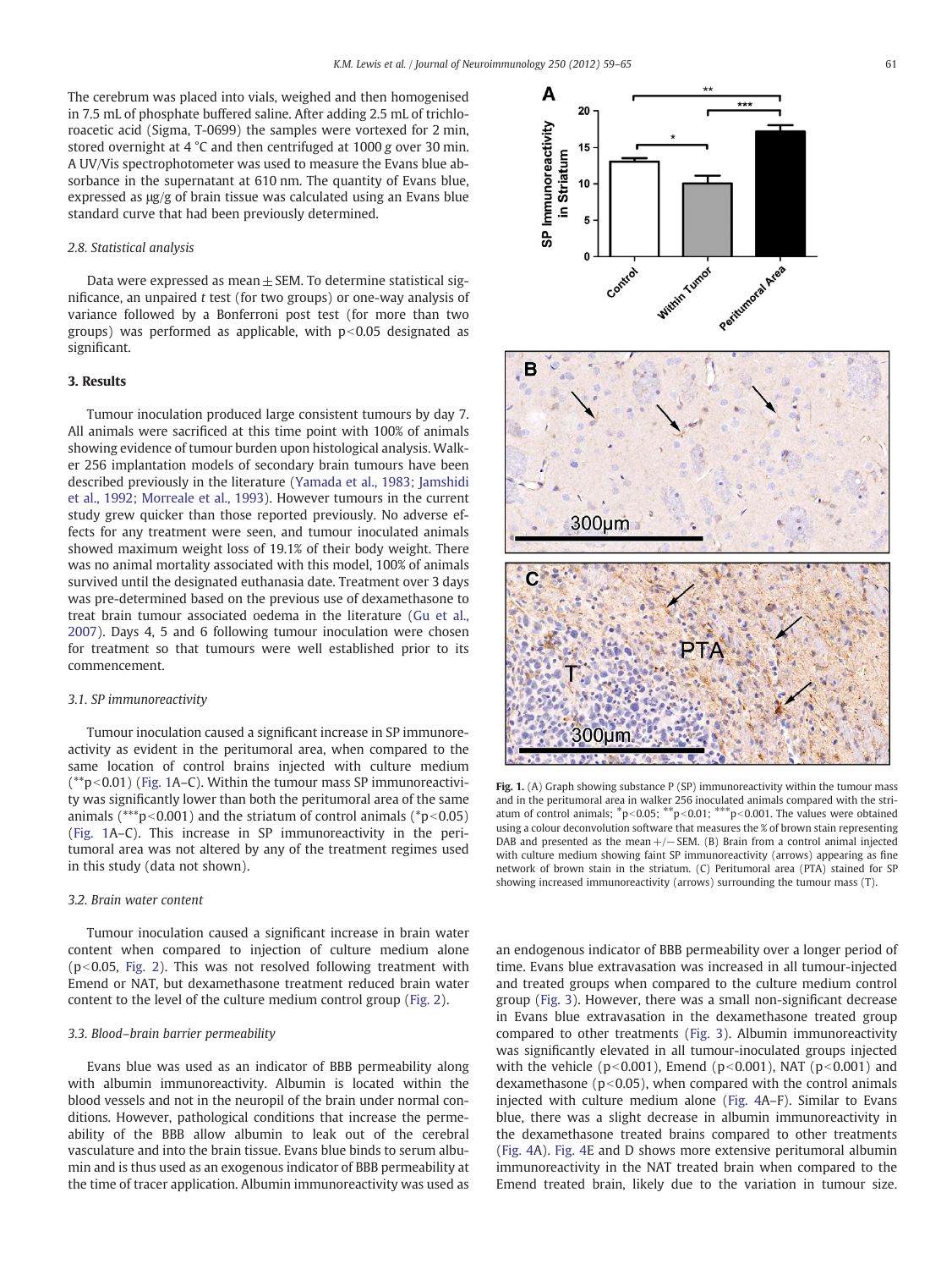The cerebrum was placed into vials, weighed and then homogenised in 7.5 mL of phosphate buffered saline. After adding 2.5 mL of trichloroacetic acid (Sigma, T-0699) the samples were vortexed for 2 min, stored overnight at 4 °C and then centrifuged at 1000 g over 30 min. A UV/Vis spectrophotometer was used to measure the Evans blue absorbance in the supernatant at 610 nm. The quantity of Evans blue, expressed as μg/g of brain tissue was calculated using an Evans blue standard curve that had been previously determined.

### 2.8. Statistical analysis

Data were expressed as mean ± SEM. To determine statistical significance, an unpaired t test (for two groups) or one-way analysis of variance followed by a Bonferroni post test (for more than two groups) was performed as applicable, with $p<0.05$ designated as significant.

## 3. Results

Tumour inoculation produced large consistent tumours by day 7. All animals were sacrificed at this time point with 100% of animals showing evidence of tumour burden upon histological analysis. Walker 256 implantation models of secondary brain tumours have been described previously in the literature (Yamada et al., 1983; Jamshidi et al., 1992; Morreale et al., 1993). However tumours in the current study grew quicker than those reported previously. No adverse effects for any treatment were seen, and tumour inoculated animals showed maximum weight loss of 19.1% of their body weight. There was no animal mortality associated with this model, 100% of animals survived until the designated euthanasia date. Treatment over 3 days was pre-determined based on the previous use of dexamethasone to treat brain tumour associated oedema in the literature (Gu et al., 2007). Days 4, 5 and 6 following tumour inoculation were chosen for treatment so that tumours were well established prior to its commencement.

### 3.1. SP immunoreactivity

Tumour inoculation caused a significant increase in SP immunoreactivity as evident in the peritumoral area, when compared to the same location of control brains injected with culture medium (**$p<0.01$) (Fig. 1A–C). Within the tumour mass SP immunoreactivity was significantly lower than both the peritumoral area of the same animals (***$p<0.001$) and the striatum of control animals (*$p<0.05$) (Fig. 1A–C). This increase in SP immunoreactivity in the peritumoral area was not altered by any of the treatment regimes used in this study (data not shown).

### 3.2. Brain water content

Tumour inoculation caused a significant increase in brain water content when compared to injection of culture medium alone ($p<0.05$, Fig. 2). This was not resolved following treatment with Emend or NAT, but dexamethasone treatment reduced brain water content to the level of the culture medium control group (Fig. 2).

### 3.3. Blood–brain barrier permeability

Evans blue was used as an indicator of BBB permeability along with albumin immunoreactivity. Albumin is located within the blood vessels and not in the neuropil of the brain under normal conditions. However, pathological conditions that increase the permeability of the BBB allow albumin to leak out of the cerebral vasculature and into the brain tissue. Evans blue binds to serum albumin and is thus used as an exogenous indicator of BBB permeability at the time of tracer application. Albumin immunoreactivity was used as an endogenous indicator of BBB permeability over a longer period of time. Evans blue extravasation was increased in all tumour-injected and treated groups when compared to the culture medium control group (Fig. 3). However, there was a small non-significant decrease in Evans blue extravasation in the dexamethasone treated group compared to other treatments (Fig. 3). Albumin immunoreactivity was significantly elevated in all tumour-inoculated groups injected with the vehicle ($p<0.001$), Emend ($p<0.001$), NAT ($p<0.001$) and dexamethasone ($p<0.05$), when compared with the control animals injected with culture medium alone (Fig. 4A–F). Similar to Evans blue, there was a slight decrease in albumin immunoreactivity in the dexamethasone treated brains compared to other treatments (Fig. 4A). Fig. 4E and D shows more extensive peritumoral albumin immunoreactivity in the NAT treated brain when compared to the Emend treated brain, likely due to the variation in tumour size.

**Fig. 1.** (A) Graph showing substance P (SP) immunoreactivity within the tumour mass and in the peritumoral area in walker 256 inoculated animals compared with the striatum of control animals; *$p<0.05$; **$p<0.01$; ***$p<0.001$. The values were obtained using a colour deconvolution software that measures the % of brown stain representing DAB and presented as the mean +/− SEM. (B) Brain from a control animal injected with culture medium showing faint SP immunoreactivity (arrows) appearing as fine network of brown stain in the striatum. (C) Peritumoral area (PTA) stained for SP showing increased immunoreactivity (arrows) surrounding the tumour mass (T).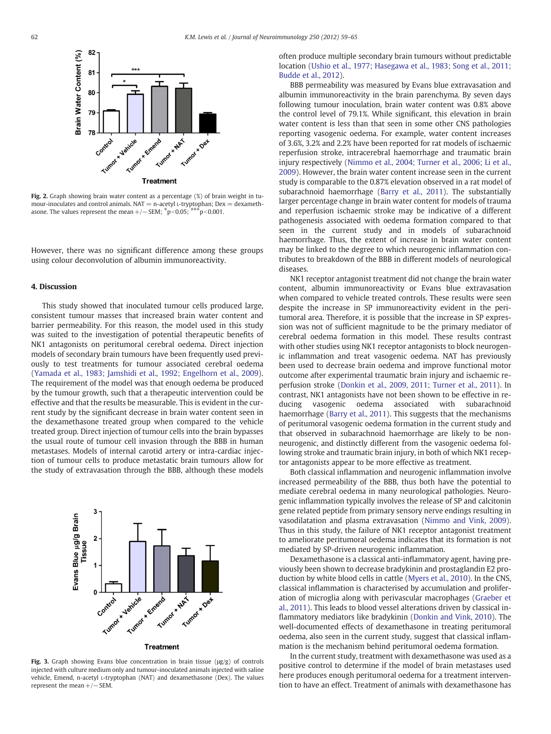**Fig. 2.** Graph showing brain water content as a percentage (%) of brain weight in tumour-inoculates and control animals. NAT = n-acetyl L-tryptophan; Dex = dexamethasone. The values represent the mean +/− SEM; $^{*}p<0.05$; $^{***}p<0.001$.

However, there was no significant difference among these groups using colour deconvolution of albumin immunoreactivity.

## 4. Discussion

This study showed that inoculated tumour cells produced large, consistent tumour masses that increased brain water content and barrier permeability. For this reason, the model used in this study was suited to the investigation of potential therapeutic benefits of NK1 antagonists on peritumoral cerebral oedema. Direct injection models of secondary brain tumours have been frequently used previously to test treatments for tumour associated cerebral oedema (Yamada et al., 1983; Jamshidi et al., 1992; Engelhorn et al., 2009). The requirement of the model was that enough oedema be produced by the tumour growth, such that a therapeutic intervention could be effective and that the results be measurable. This is evident in the current study by the significant decrease in brain water content seen in the dexamethasone treated group when compared to the vehicle treated group. Direct injection of tumour cells into the brain bypasses the usual route of tumour cell invasion through the BBB in human metastases. Models of internal carotid artery or intra-cardiac injection of tumour cells to produce metastatic brain tumours allow for the study of extravasation through the BBB, although these models often produce multiple secondary brain tumours without predictable location (Ushio et al., 1977; Hasegawa et al., 1983; Song et al., 2011; Budde et al., 2012).

BBB permeability was measured by Evans blue extravasation and albumin immunoreactivity in the brain parenchyma. By seven days following tumour inoculation, brain water content was 0.8% above the control level of 79.1%. While significant, this elevation in brain water content is less than that seen in some other CNS pathologies reporting vasogenic oedema. For example, water content increases of 3.6%, 3.2% and 2.2% have been reported for rat models of ischaemic reperfusion stroke, intracerebral haemorrhage and traumatic brain injury respectively (Nimmo et al., 2004; Turner et al., 2006; Li et al., 2009). However, the brain water content increase seen in the current study is comparable to the 0.87% elevation observed in a rat model of subarachnoid haemorrhage (Barry et al., 2011). The substantially larger percentage change in brain water content for models of trauma and reperfusion ischaemic stroke may be indicative of a different pathogenesis associated with oedema formation compared to that seen in the current study and in models of subarachnoid haemorrhage. Thus, the extent of increase in brain water content may be linked to the degree to which neurogenic inflammation contributes to breakdown of the BBB in different models of neurological diseases.

NK1 receptor antagonist treatment did not change the brain water content, albumin immunoreactivity or Evans blue extravasation when compared to vehicle treated controls. These results were seen despite the increase in SP immunoreactivity evident in the peritumoral area. Therefore, it is possible that the increase in SP expression was not of sufficient magnitude to be the primary mediator of cerebral oedema formation in this model. These results contrast with other studies using NK1 receptor antagonists to block neurogenic inflammation and treat vasogenic oedema. NAT has previously been used to decrease brain oedema and improve functional motor outcome after experimental traumatic brain injury and ischaemic reperfusion stroke (Donkin et al., 2009, 2011; Turner et al., 2011). In contrast, NK1 antagonists have not been shown to be effective in reducing vasogenic oedema associated with subarachnoid haemorrhage (Barry et al., 2011). This suggests that the mechanisms of peritumoral vasogenic oedema formation in the current study and that observed in subarachnoid haemorrhage are likely to be non-neurogenic, and distinctly different from the vasogenic oedema following stroke and traumatic brain injury, in both of which NK1 receptor antagonists appear to be more effective as treatment.

Both classical inflammation and neurogenic inflammation involve increased permeability of the BBB, thus both have the potential to mediate cerebral oedema in many neurological pathologies. Neurogenic inflammation typically involves the release of SP and calcitonin gene related peptide from primary sensory nerve endings resulting in vasodilatation and plasma extravasation (Nimmo and Vink, 2009). Thus in this study, the failure of NK1 receptor antagonist treatment to ameliorate peritumoral oedema indicates that its formation is not mediated by SP-driven neurogenic inflammation.

Dexamethasone is a classical anti-inflammatory agent, having previously been shown to decrease bradykinin and prostaglandin E2 production by white blood cells in cattle (Myers et al., 2010). In the CNS, classical inflammation is characterised by accumulation and proliferation of microglia along with perivascular macrophages (Graeber et al., 2011). This leads to blood vessel alterations driven by classical inflammatory mediators like bradykinin (Donkin and Vink, 2010). The well-documented effects of dexamethasone in treating peritumoral oedema, also seen in the current study, suggest that classical inflammation is the mechanism behind peritumoral oedema formation.

In the current study, treatment with dexamethasone was used as a positive control to determine if the model of brain metastases used here produces enough peritumoral oedema for a treatment intervention to have an effect. Treatment of animals with dexamethasone has

**Fig. 3.** Graph showing Evans blue concentration in brain tissue (μg/g) of controls injected with culture medium only and tumour-inoculated animals injected with saline vehicle, Emend, n-acetyl L-tryptophan (NAT) and dexamethasone (Dex). The values represent the mean +/− SEM.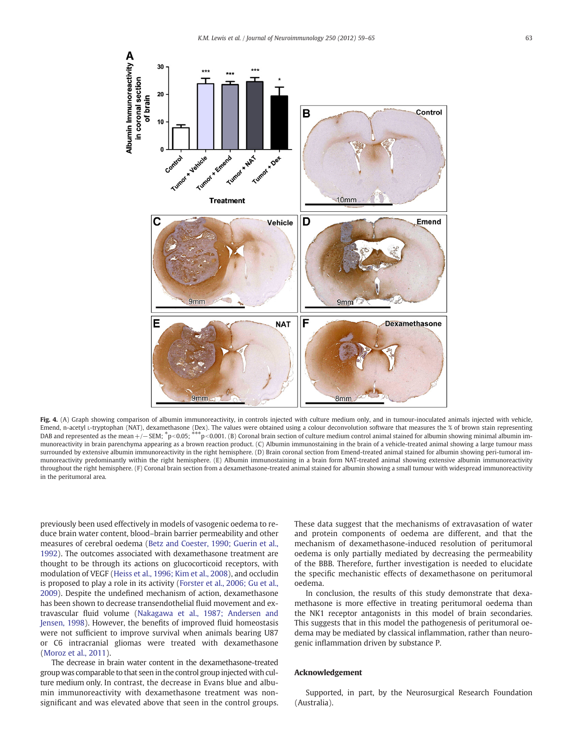**Fig. 4.** (A) Graph showing comparison of albumin immunoreactivity, in controls injected with culture medium only, and in tumour-inoculated animals injected with vehicle, Emend, n-acetyl L-tryptophan (NAT), dexamethasone (Dex). The values were obtained using a colour deconvolution software that measures the % of brown stain representing DAB and represented as the mean +/− SEM; $^{*}p<0.05$; $^{***}p<0.001$. (B) Coronal brain section of culture medium control animal stained for albumin showing minimal albumin immunoreactivity in brain parenchyma appearing as a brown reaction product. (C) Albumin immunostaining in the brain of a vehicle-treated animal showing a large tumour mass surrounded by extensive albumin immunoreactivity in the right hemisphere. (D) Brain coronal section from Emend-treated animal stained for albumin showing peri-tumoral immunoreactivity predominantly within the right hemisphere. (E) Albumin immunostaining in a brain form NAT-treated animal showing extensive albumin immunoreactivity throughout the right hemisphere. (F) Coronal brain section from a dexamethasone-treated animal stained for albumin showing a small tumour with widespread immunoreactivity in the peritumoral area.

previously been used effectively in models of vasogenic oedema to reduce brain water content, blood–brain barrier permeability and other measures of cerebral oedema (Betz and Coester, 1990; Guerin et al., 1992). The outcomes associated with dexamethasone treatment are thought to be through its actions on glucocorticoid receptors, with modulation of VEGF (Heiss et al., 1996; Kim et al., 2008), and occludin is proposed to play a role in its activity (Forster et al., 2006; Gu et al., 2009). Despite the undefined mechanism of action, dexamethasone has been shown to decrease transendothelial fluid movement and extravascular fluid volume (Nakagawa et al., 1987; Andersen and Jensen, 1998). However, the benefits of improved fluid homeostasis were not sufficient to improve survival when animals bearing U87 or C6 intracranial gliomas were treated with dexamethasone (Moroz et al., 2011).

The decrease in brain water content in the dexamethasone-treated group was comparable to that seen in the control group injected with culture medium only. In contrast, the decrease in Evans blue and albumin immunoreactivity with dexamethasone treatment was non-significant and was elevated above that seen in the control groups. These data suggest that the mechanisms of extravasation of water and protein components of oedema are different, and that the mechanism of dexamethasone-induced resolution of peritumoral oedema is only partially mediated by decreasing the permeability of the BBB. Therefore, further investigation is needed to elucidate the specific mechanistic effects of dexamethasone on peritumoral oedema.

In conclusion, the results of this study demonstrate that dexamethasone is more effective in treating peritumoral oedema than the NK1 receptor antagonists in this model of brain secondaries. This suggests that in this model the pathogenesis of peritumoral oedema may be mediated by classical inflammation, rather than neurogenic inflammation driven by substance P.

## Acknowledgement

Supported, in part, by the Neurosurgical Research Foundation (Australia).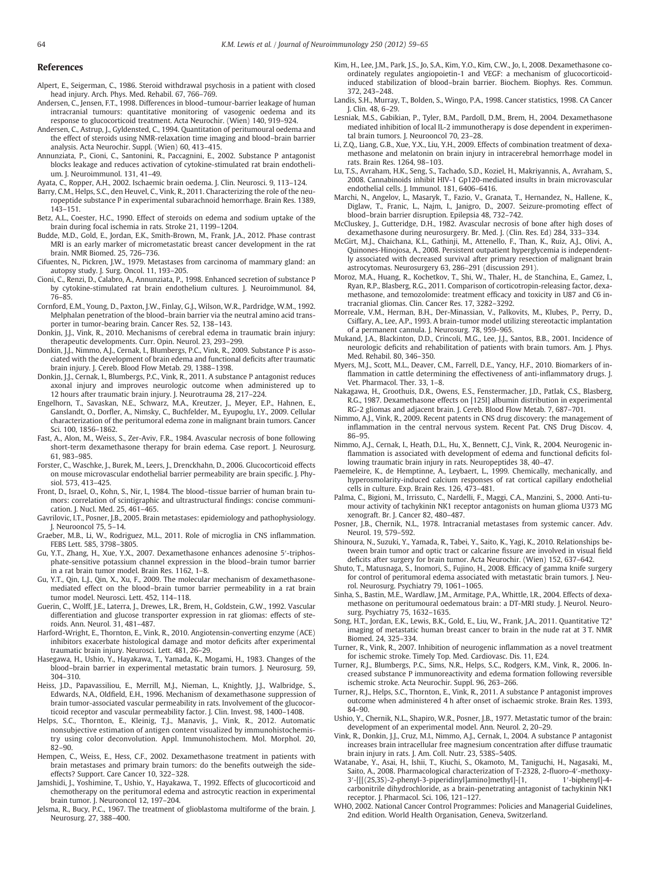## References

Alpert, E., Seigerman, C., 1986. Steroid withdrawal psychosis in a patient with closed head injury. Arch. Phys. Med. Rehabil. 67, 766–769.

Andersen, C., Jensen, F.T., 1998. Differences in blood–tumour-barrier leakage of human intracranial tumours: quantitative monitoring of vasogenic oedema and its response to glucocorticoid treatment. Acta Neurochir. (Wien) 140, 919–924.

Andersen, C., Astrup, J., Gyldensted, C., 1994. Quantitation of peritumoural oedema and the effect of steroids using NMR-relaxation time imaging and blood–brain barrier analysis. Acta Neurochir. Suppl. (Wien) 60, 413–415.

Annunziata, P., Cioni, C., Santonini, R., Paccagnini, E., 2002. Substance P antagonist blocks leakage and reduces activation of cytokine-stimulated rat brain endothelium. J. Neuroimmunol. 131, 41–49.

Ayata, C., Ropper, A.H., 2002. Ischaemic brain oedema. J. Clin. Neurosci. 9, 113–124.

Barry, C.M., Helps, S.C., den Heuvel, C., Vink, R., 2011. Characterizing the role of the neuropeptide substance P in experimental subarachnoid hemorrhage. Brain Res. 1389, 143–151.

Betz, A.L., Coester, H.C., 1990. Effect of steroids on edema and sodium uptake of the brain during focal ischemia in rats. Stroke 21, 1199–1204.

Budde, M.D., Gold, E., Jordan, E.K., Smith-Brown, M., Frank, J.A., 2012. Phase contrast MRI is an early marker of micrometastatic breast cancer development in the rat brain. NMR Biomed. 25, 726–736.

Cifuentes, N., Pickren, J.W., 1979. Metastases from carcinoma of mammary gland: an autopsy study. J. Surg. Oncol. 11, 193–205.

Cioni, C., Renzi, D., Calabro, A., Annunziata, P., 1998. Enhanced secretion of substance P by cytokine-stimulated rat brain endothelium cultures. J. Neuroimmunol. 84, 76–85.

Cornford, E.M., Young, D., Paxton, J.W., Finlay, G.J., Wilson, W.R., Pardridge, W.M., 1992. Melphalan penetration of the blood–brain barrier via the neutral amino acid transporter in tumor-bearing brain. Cancer Res. 52, 138–143.

Donkin, J.J., Vink, R., 2010. Mechanisms of cerebral edema in traumatic brain injury: therapeutic developments. Curr. Opin. Neurol. 23, 293–299.

Donkin, J.J., Nimmo, A.J., Cernak, I., Blumbergs, P.C., Vink, R., 2009. Substance P is associated with the development of brain edema and functional deficits after traumatic brain injury. J. Cereb. Blood Flow Metab. 29, 1388–1398.

Donkin, J.J., Cernak, I., Blumbergs, P.C., Vink, R., 2011. A substance P antagonist reduces axonal injury and improves neurologic outcome when administered up to 12 hours after traumatic brain injury. J. Neurotrauma 28, 217–224.

Engelhorn, T., Savaskan, N.E., Schwarz, M.A., Kreutzer, J., Meyer, E.P., Hahnen, E., Ganslandt, O., Dorfler, A., Nimsky, C., Buchfelder, M., Eyupoglu, I.Y., 2009. Cellular characterization of the peritumoral edema zone in malignant brain tumors. Cancer Sci. 100, 1856–1862.

Fast, A., Alon, M., Weiss, S., Zer-Aviv, F.R., 1984. Avascular necrosis of bone following short-term dexamethasone therapy for brain edema. Case report. J. Neurosurg. 61, 983–985.

Forster, C., Waschke, J., Burek, M., Leers, J., Drenckhahn, D., 2006. Glucocorticoid effects on mouse microvascular endothelial barrier permeability are brain specific. J. Physiol. 573, 413–425.

Front, D., Israel, O., Kohn, S., Nir, I., 1984. The blood–tissue barrier of human brain tumors: correlation of scintigraphic and ultrastructural findings: concise communication. J. Nucl. Med. 25, 461–465.

Gavrilovic, I.T., Posner, J.B., 2005. Brain metastases: epidemiology and pathophysiology. J. Neurooncol 75, 5–14.

Graeber, M.B., Li, W., Rodriguez, M.L., 2011. Role of microglia in CNS inflammation. FEBS Lett. 585, 3798–3805.

Gu, Y.T., Zhang, H., Xue, Y.X., 2007. Dexamethasone enhances adenosine 5′-triphosphate-sensitive potassium channel expression in the blood–brain tumor barrier in a rat brain tumor model. Brain Res. 1162, 1–8.

Gu, Y.T., Qin, L.J., Qin, X., Xu, F., 2009. The molecular mechanism of dexamethasone-mediated effect on the blood–brain tumor barrier permeability in a rat brain tumor model. Neurosci. Lett. 452, 114–118.

Guerin, C., Wolff, J.E., Laterra, J., Drewes, L.R., Brem, H., Goldstein, G.W., 1992. Vascular differentiation and glucose transporter expression in rat gliomas: effects of steroids. Ann. Neurol. 31, 481–487.

Harford-Wright, E., Thornton, E., Vink, R., 2010. Angiotensin-converting enzyme (ACE) inhibitors exacerbate histological damage and motor deficits after experimental traumatic brain injury. Neurosci. Lett. 481, 26–29.

Hasegawa, H., Ushio, Y., Hayakawa, T., Yamada, K., Mogami, H., 1983. Changes of the blood–brain barrier in experimental metastatic brain tumors. J. Neurosurg. 59, 304–310.

Heiss, J.D., Papavassiliou, E., Merrill, M.J., Nieman, L., Knightly, J.J., Walbridge, S., Edwards, N.A., Oldfield, E.H., 1996. Mechanism of dexamethasone suppression of brain tumor-associated vascular permeability in rats. Involvement of the glucocorticoid receptor and vascular permeability factor. J. Clin. Invest. 98, 1400–1408.

Helps, S.C., Thornton, E., Kleinig, T.J., Manavis, J., Vink, R., 2012. Automatic nonsubjective estimation of antigen content visualized by immunohistochemistry using color deconvolution. Appl. Immunohistochem. Mol. Morphol. 20, 82–90.

Hempen, C., Weiss, E., Hess, C.F., 2002. Dexamethasone treatment in patients with brain metastases and primary brain tumors: do the benefits outweigh the side-effects? Support. Care Cancer 10, 322–328.

Jamshidi, J., Yoshimine, T., Ushio, Y., Hayakawa, T., 1992. Effects of glucocorticoid and chemotherapy on the peritumoral edema and astrocytic reaction in experimental brain tumor. J. Neurooncol 12, 197–204.

Jelsma, R., Bucy, P.C., 1967. The treatment of glioblastoma multiforme of the brain. J. Neurosurg. 27, 388–400.

Kim, H., Lee, J.M., Park, J.S., Jo, S.A., Kim, Y.O., Kim, C.W., Jo, I., 2008. Dexamethasone coordinately regulates angiopoietin-1 and VEGF: a mechanism of glucocorticoid-induced stabilization of blood–brain barrier. Biochem. Biophys. Res. Commun. 372, 243–248.

Landis, S.H., Murray, T., Bolden, S., Wingo, P.A., 1998. Cancer statistics, 1998. CA Cancer J. Clin. 48, 6–29.

Lesniak, M.S., Gabikian, P., Tyler, B.M., Pardoll, D.M., Brem, H., 2004. Dexamethasone mediated inhibition of local IL-2 immunotherapy is dose dependent in experimental brain tumors. J. Neurooncol 70, 23–28.

Li, Z.Q., Liang, G.B., Xue, Y.X., Liu, Y.H., 2009. Effects of combination treatment of dexamethasone and melatonin on brain injury in intracerebral hemorrhage model in rats. Brain Res. 1264, 98–103.

Lu, T.S., Avraham, H.K., Seng, S., Tachado, S.D., Koziel, H., Makriyannis, A., Avraham, S., 2008. Cannabinoids inhibit HIV-1 Gp120-mediated insults in brain microvascular endothelial cells. J. Immunol. 181, 6406–6416.

Marchi, N., Angelov, L., Masaryk, T., Fazio, V., Granata, T., Hernandez, N., Hallene, K., Diglaw, T., Franic, L., Najm, I., Janigro, D., 2007. Seizure-promoting effect of blood–brain barrier disruption. Epilepsia 48, 732–742.

McCluskey, J., Gutteridge, D.H., 1982. Avascular necrosis of bone after high doses of dexamethasone during neurosurgery. Br. Med. J. (Clin. Res. Ed) 284, 333–334.

McGirt, M.J., Chaichana, K.L., Gathinji, M., Attenello, F., Than, K., Ruiz, A.J., Olivi, A., Quinones-Hinojosa, A., 2008. Persistent outpatient hyperglycemia is independently associated with decreased survival after primary resection of malignant brain astrocytomas. Neurosurgery 63, 286–291 (discussion 291).

Moroz, M.A., Huang, R., Kochetkov, T., Shi, W., Thaler, H., de Stanchina, E., Gamez, I., Ryan, R.P., Blasberg, R.G., 2011. Comparison of corticotropin-releasing factor, dexamethasone, and temozolomide: treatment efficacy and toxicity in U87 and C6 intracranial gliomas. Clin. Cancer Res. 17, 3282–3292.

Morreale, V.M., Herman, B.H., Der-Minassian, V., Palkovits, M., Klubes, P., Perry, D., Csiffary, A., Lee, A.P., 1993. A brain-tumor model utilizing stereotactic implantation of a permanent cannula. J. Neurosurg. 78, 959–965.

Mukand, J.A., Blackinton, D.D., Crincoli, M.G., Lee, J.J., Santos, B.B., 2001. Incidence of neurologic deficits and rehabilitation of patients with brain tumors. Am. J. Phys. Med. Rehabil. 80, 346–350.

Myers, M.J., Scott, M.L., Deaver, C.M., Farrell, D.E., Yancy, H.F., 2010. Biomarkers of inflammation in cattle determining the effectiveness of anti-inflammatory drugs. J. Vet. Pharmacol. Ther. 33, 1–8.

Nakagawa, H., Groothuis, D.R., Owens, E.S., Fenstermacher, J.D., Patlak, C.S., Blasberg, R.G., 1987. Dexamethasone effects on [125I] albumin distribution in experimental RG-2 gliomas and adjacent brain. J. Cereb. Blood Flow Metab. 7, 687–701.

Nimmo, A.J., Vink, R., 2009. Recent patents in CNS drug discovery: the management of inflammation in the central nervous system. Recent Pat. CNS Drug Discov. 4, 86–95.

Nimmo, A.J., Cernak, I., Heath, D.L., Hu, X., Bennett, C.J., Vink, R., 2004. Neurogenic inflammation is associated with development of edema and functional deficits following traumatic brain injury in rats. Neuropeptides 38, 40–47.

Paemeleire, K., de Hemptinne, A., Leybaert, L., 1999. Chemically, mechanically, and hyperosmolarity-induced calcium responses of rat cortical capillary endothelial cells in culture. Exp. Brain Res. 126, 473–481.

Palma, C., Bigioni, M., Irrissuto, C., Nardelli, F., Maggi, C.A., Manzini, S., 2000. Anti-tumour activity of tachykinin NK1 receptor antagonists on human glioma U373 MG xenograft. Br. J. Cancer 82, 480–487.

Posner, J.B., Chernik, N.L., 1978. Intracranial metastases from systemic cancer. Adv. Neurol. 19, 579–592.

Shinoura, N., Suzuki, Y., Yamada, R., Tabei, Y., Saito, K., Yagi, K., 2010. Relationships between brain tumor and optic tract or calcarine fissure are involved in visual field deficits after surgery for brain tumor. Acta Neurochir. (Wien) 152, 637–642.

Shuto, T., Matusnaga, S., Inomori, S., Fujino, H., 2008. Efficacy of gamma knife surgery for control of peritumoral edema associated with metastatic brain tumors. J. Neurol. Neurosurg. Psychiatry 79, 1061–1065.

Sinha, S., Bastin, M.E., Wardlaw, J.M., Armitage, P.A., Whittle, I.R., 2004. Effects of dexamethasone on peritumoural oedematous brain: a DT-MRI study. J. Neurol. Neurosurg. Psychiatry 75, 1632–1635.

Song, H.T., Jordan, E.K., Lewis, B.K., Gold, E., Liu, W., Frank, J.A., 2011. Quantitative T2* imaging of metastatic human breast cancer to brain in the nude rat at 3 T. NMR Biomed. 24, 325–334.

Turner, R., Vink, R., 2007. Inhibition of neurogenic inflammation as a novel treatment for ischemic stroke. Timely Top. Med. Cardiovasc. Dis. 11, E24.

Turner, R.J., Blumbergs, P.C., Sims, N.R., Helps, S.C., Rodgers, K.M., Vink, R., 2006. Increased substance P immunoreactivity and edema formation following reversible ischemic stroke. Acta Neurochir. Suppl. 96, 263–266.

Turner, R.J., Helps, S.C., Thornton, E., Vink, R., 2011. A substance P antagonist improves outcome when administered 4 h after onset of ischaemic stroke. Brain Res. 1393, 84–90.

Ushio, Y., Chernik, N.L., Shapiro, W.R., Posner, J.B., 1977. Metastatic tumor of the brain: development of an experimental model. Ann. Neurol. 2, 20–29.

Vink, R., Donkin, J.J., Cruz, M.I., Nimmo, A.J., Cernak, I., 2004. A substance P antagonist increases brain intracellular free magnesium concentration after diffuse traumatic brain injury in rats. J. Am. Coll. Nutr. 23, 538S–540S.

Watanabe, Y., Asai, H., Ishii, T., Kiuchi, S., Okamoto, M., Taniguchi, H., Nagasaki, M., Saito, A., 2008. Pharmacological characterization of T-2328, 2-fluoro-4′-methoxy-3′-[[[(2S,3S)-2-phenyl-3-piperidinyl]amino]methyl]-[1, 1′-biphenyl]-4-carbonitrile dihydrochloride, as a brain-penetrating antagonist of tachykinin NK1 receptor. J. Pharmacol. Sci. 106, 121–127.

WHO, 2002. National Cancer Control Programmes: Policies and Managerial Guidelines, 2nd edition. World Health Organisation, Geneva, Switzerland.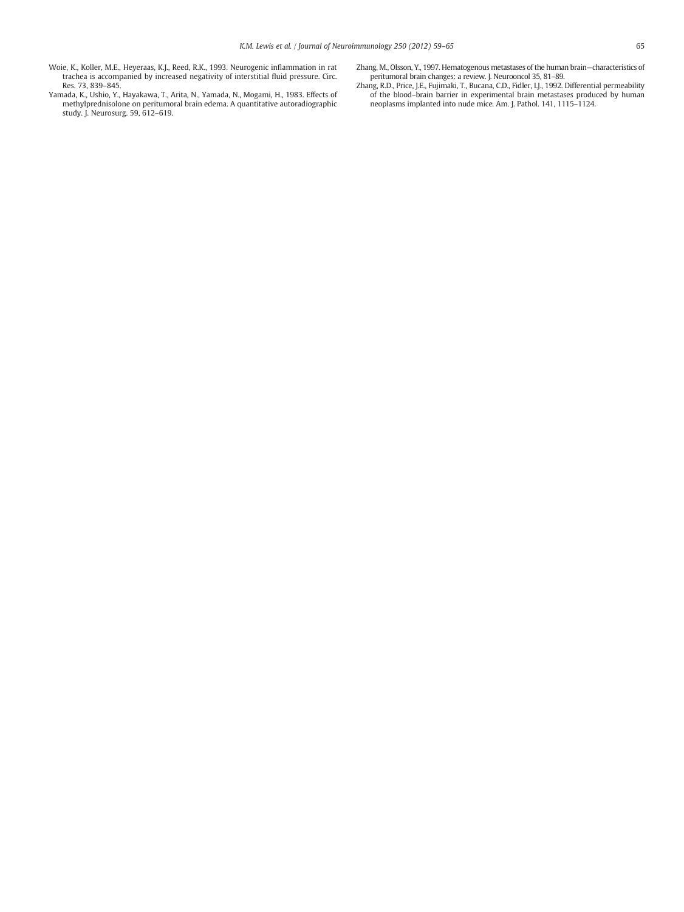Woie, K., Koller, M.E., Heyeraas, K.J., Reed, R.K., 1993. Neurogenic inflammation in rat trachea is accompanied by increased negativity of interstitial fluid pressure. Circ. Res. 73, 839–845.

Yamada, K., Ushio, Y., Hayakawa, T., Arita, N., Yamada, N., Mogami, H., 1983. Effects of methylprednisolone on peritumoral brain edema. A quantitative autoradiographic study. J. Neurosurg. 59, 612–619.

Zhang, M., Olsson, Y., 1997. Hematogenous metastases of the human brain—characteristics of peritumoral brain changes: a review. J. Neurooncol 35, 81–89.

Zhang, R.D., Price, J.E., Fujimaki, T., Bucana, C.D., Fidler, I.J., 1992. Differential permeability of the blood–brain barrier in experimental brain metastases produced by human neoplasms implanted into nude mice. Am. J. Pathol. 141, 1115–1124.